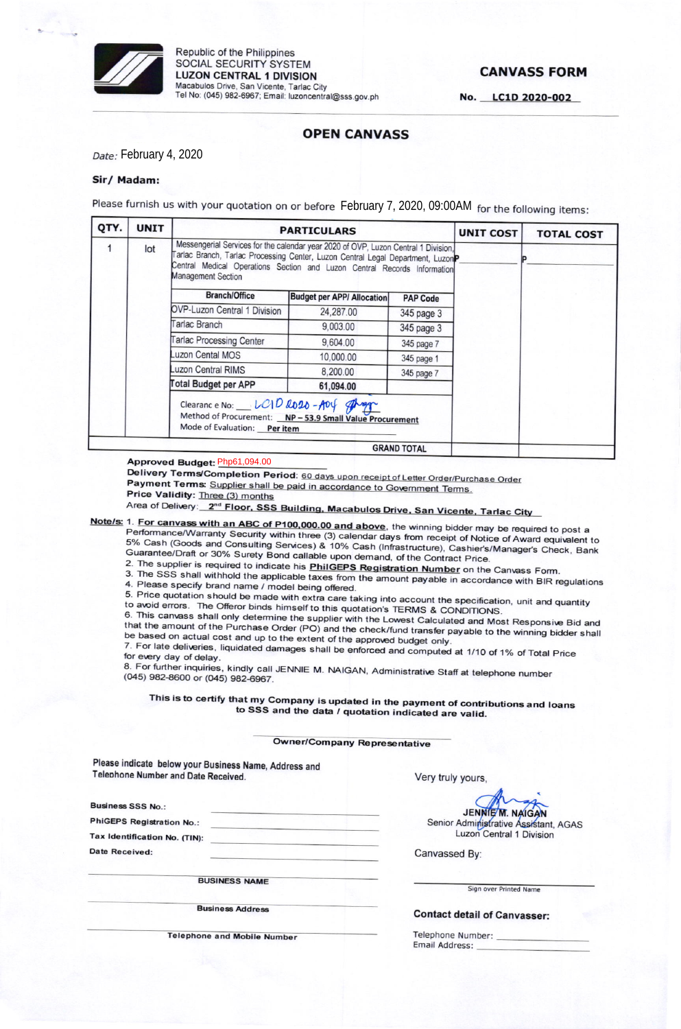Republic of the Philippines
SOCIAL SECURITY SYSTEM
**LUZON CENTRAL 1 DIVISION**
Macabulos Drive, San Vicente, Tarlac City
Tel No: (045) 982-6967; Email: luzoncentral@sss.gov.ph

# CANVASS FORM

**No. LC1D 2020-002**

## OPEN CANVASS

*Date:* February 4, 2020

**Sir/ Madam:**

Please furnish us with your quotation on or before February 7, 2020, 09:00AM for the following items:

| QTY. | UNIT | PARTICULARS | UNIT COST | TOTAL COST |
|---|---|---|---|---|
| 1 | lot | Messengerial Services for the calendar year 2020 of OVP, Luzon Central 1 Division, Tarlac Branch, Tarlac Processing Center, Luzon Central Legal Department, Luzon Central Medical Operations Section and Luzon Central Records Information Management Section | P\_\_\_\_\_\_\_\_ | P\_\_\_\_\_\_\_\_ |
| | | | | |
| | | | **GRAND TOTAL** | |

| Branch/Office | Budget per APP/ Allocation | PAP Code |
|---|---|---|
| OVP-Luzon Central 1 Division | 24,287.00 | 345 page 3 |
| Tarlac Branch | 9,003.00 | 345 page 3 |
| Tarlac Processing Center | 9,604.00 | 345 page 7 |
| Luzon Cental MOS | 10,000.00 | 345 page 1 |
| Luzon Central RIMS | 8,200.00 | 345 page 7 |
| **Total Budget per APP** | **61,094.00** | |

Clearanc e No: LC1D 2020-A04
Method of Procurement: **NP – 53.9 Small Value Procurement**
Mode of Evaluation: **Per item**

**Approved Budget:** Php61,094.00
**Delivery Terms/Completion Period:** 60 days upon receipt of Letter Order/Purchase Order
**Payment Terms:** Supplier shall be paid in accordance to Government Terms.
**Price Validity:** Three (3) months
Area of Delivery: **2nd Floor, SSS Building, Macabulos Drive, San Vicente, Tarlac City**

**Note/s:**
1. **For canvass with an ABC of P100,000.00 and above**, the winning bidder may be required to post a Performance/Warranty Security within three (3) calendar days from receipt of Notice of Award equivalent to 5% Cash (Goods and Consulting Services) & 10% Cash (Infrastructure), Cashier's/Manager's Check, Bank Guarantee/Draft or 30% Surety Bond callable upon demand, of the Contract Price.
2. The supplier is required to indicate his **PhilGEPS Registration Number** on the Canvass Form.
3. The SSS shall withhold the applicable taxes from the amount payable in accordance with BIR regulations
4. Please specify brand name / model being offered.
5. Price quotation should be made with extra care taking into account the specification, unit and quantity to avoid errors. The Offeror binds himself to this quotation's TERMS & CONDITIONS.
6. This canvass shall only determine the supplier with the Lowest Calculated and Most Responsive Bid and that the amount of the Purchase Order (PO) and the check/fund transfer payable to the winning bidder shall be based on actual cost and up to the extent of the approved budget only.
7. For late deliveries, liquidated damages shall be enforced and computed at 1/10 of 1% of Total Price for every day of delay.
8. For further inquiries, kindly call JENNIE M. NAIGAN, Administrative Staff at telephone number (045) 982-8600 or (045) 982-6967.

**This is to certify that my Company is updated in the payment of contributions and loans to SSS and the data / quotation indicated are valid.**

\_\_\_\_\_\_\_\_\_\_\_\_\_\_\_\_\_\_\_\_
**Owner/Company Representative**

Please indicate below your Business Name, Address and Telephone Number and Date Received.

**Business SSS No.:** \_\_\_\_\_\_\_\_\_\_
**PhiGEPS Registration No.:** \_\_\_\_\_\_\_\_\_\_
**Tax Identification No. (TIN):** \_\_\_\_\_\_\_\_\_\_
**Date Received:** \_\_\_\_\_\_\_\_\_\_

\_\_\_\_\_\_\_\_\_\_\_\_\_\_\_\_\_\_\_\_
**BUSINESS NAME**

\_\_\_\_\_\_\_\_\_\_\_\_\_\_\_\_\_\_\_\_
**Business Address**

\_\_\_\_\_\_\_\_\_\_\_\_\_\_\_\_\_\_\_\_
**Telephone and Mobile Number**

Very truly yours,

**JENNIE M. NAIGAN**
Senior Administrative Assistant, AGAS
Luzon Central 1 Division

Canvassed By:

\_\_\_\_\_\_\_\_\_\_\_\_\_\_\_\_\_\_\_\_
Sign over Printed Name

**Contact detail of Canvasser:**

Telephone Number: \_\_\_\_\_\_\_\_\_\_
Email Address: \_\_\_\_\_\_\_\_\_\_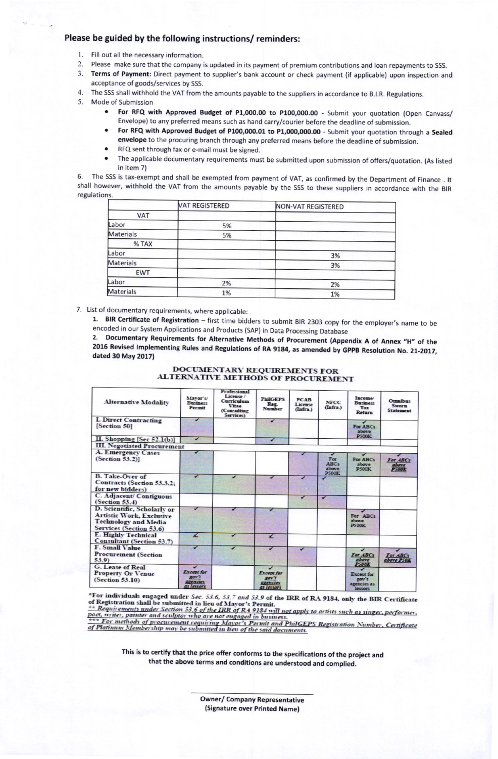## Please be guided by the following instructions/ reminders:

1. Fill out all the necessary information.
2. Please make sure that the company is updated in its payment of premium contributions and loan repayments to SSS.
3. **Terms of Payment:** Direct payment to supplier's bank account or check payment (if applicable) upon inspection and acceptance of goods/services by SSS.
4. The SSS shall withhold the VAT from the amounts payable to the suppliers in accordance to B.I.R. Regulations.
5. Mode of Submission
   - **For RFQ with Approved Budget of P1,000.00 to P100,000.00** - Submit your quotation (Open Canvass/ Envelope) to any preferred means such as hand carry/courier before the deadline of submission.
   - **For RFQ with Approved Budget of P100,000.01 to P1,000,000.00** - Submit your quotation through a **Sealed envelope** to the procuring branch through any preferred means before the deadline of submission.
   - RFQ sent through fax or e-mail must be signed.
   - The applicable documentary requirements must be submitted upon submission of offers/quotation. (As listed in item 7)

6. The SSS is tax-exempt and shall be exempted from payment of VAT, as confirmed by the Department of Finance . It shall however, withhold the VAT from the amounts payable by the SSS to these suppliers in accordance with the BIR regulations.

| | VAT REGISTERED | NON-VAT REGISTERED |
|---|---|---|
| VAT | | |
| Labor | 5% | |
| Materials | 5% | |
| % TAX | | |
| Labor | | 3% |
| Materials | | 3% |
| EWT | | |
| Labor | 2% | 2% |
| Materials | 1% | 1% |

7. List of documentary requirements, where applicable:
   1. **BIR Certificate of Registration** – first time bidders to submit BIR 2303 copy for the employer's name to be encoded in our System Applications and Products (SAP) in Data Processing Database
   2. **Documentary Requirements for Alternative Methods of Procurement (Appendix A of Annex "H" of the 2016 Revised Implementing Rules and Regulations of RA 9184, as amended by GPPB Resolution No. 21-2017, dated 30 May 2017)**

### DOCUMENTARY REQUIREMENTS FOR ALTERNATIVE METHODS OF PROCUREMENT

| Alternative Modality | Mayor's/ Business Permit | Professional License / Curriculum Vitae (Consulting Services) | PhilGEPS Reg. Number | PCAB License (Infra.) | NFCC (Infra.) | Income/ Business Tax Return | Omnibus Sworn Statement |
|---|---|---|---|---|---|---|---|
| I. Direct Contracting [Section 50] | ✓ | | ✓ | | | ✓ For ABCs above P500K | |
| II. Shopping [Sec 52.1(b)] | ✓ | | ✓ | | | | |
| III. Negotiated Procurement | | | | | | | |
| A. Emergency Cases (Section 53.2)] | ✓ | | | ✓ | ✓ For ABCs above P500K | For ABCs above P500K | ✓ For ABCs above P500K |
| B. Take-Over of Contracts (Section 53.3.2; for new bidders) | ✓ | ✓ | ✓ | ✓ | ✓ | | |
| C. Adjacent/ Contiguous (Section 53.4) | | | | ✓ | ✓ | | |
| D. Scientific, Scholarly or Artistic Work, Exclusive Technology and Media Services (Section 53.6) | ✓ | ✓ | ✓ | | | ✓ For ABCs above P500K | |
| E. Highly Technical Consultant (Section 53.7) | ✓ | ✓ | ✓ | | | | |
| F. Small Value Procurement (Section 53.9) | ✓ | ✓ | ✓ | ✓ | | ✓ For ABCs above P500K | ✓ For ABCs above P500K |
| G. Lease of Real Property Or Venue (Section 53.10) | ✓ Except for gov't agencies as lessors | | ✓ Except for gov't agencies as lessors | | | ✓ Except for gov't agencies as lessors | |

*For individuals engaged under *Sec. 53.6, 53.7 and 53.9* of the IRR of RA 9184, only the BIR Certificate of Registration shall be submitted in lieu of Mayor's Permit.
** *Requirements under Section 53.6 of the IRR of RA 9184 will not apply to artists such as singer, performer, poet, writer, painter and sculptor who are not engaged in business.*
*** *For methods of procurement requiring Mayor's Permit and PhilGEPS Registration Number, Certificate of Platinum Membership may be submitted in lieu of the said documents.*

**This is to certify that the price offer conforms to the specifications of the project and that the above terms and conditions are understood and complied.**

**Owner/ Company Representative**
**(Signature over Printed Name)**